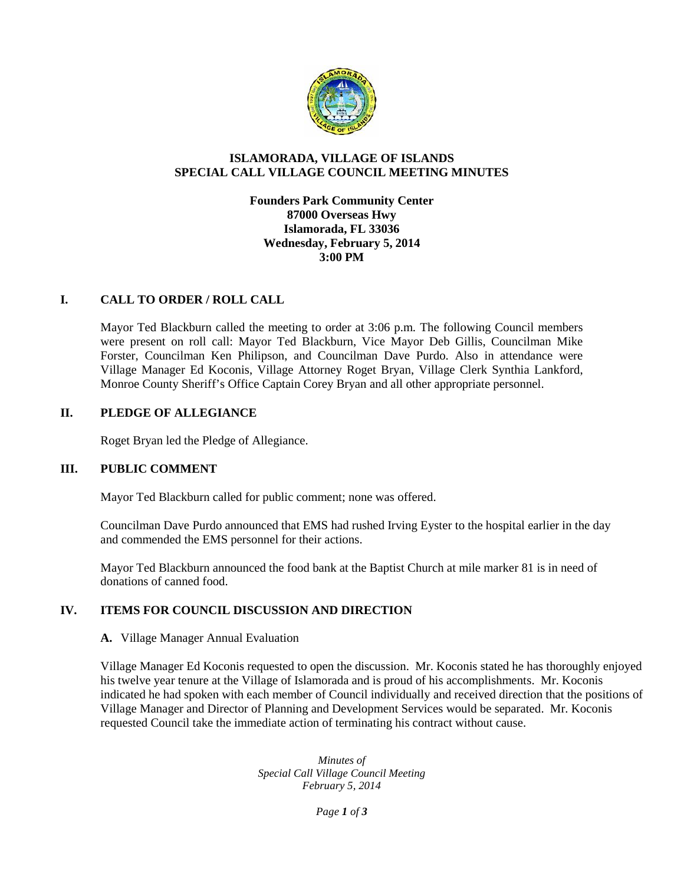# ISLAMORADA, VILLAGE OF ISLANDS
# SPECIAL CALL VILLAGE COUNCIL MEETING MINUTES

**Founders Park Community Center**
**87000 Overseas Hwy**
**Islamorada, FL 33036**
**Wednesday, February 5, 2014**
**3:00 PM**

## I. CALL TO ORDER / ROLL CALL

Mayor Ted Blackburn called the meeting to order at 3:06 p.m. The following Council members were present on roll call: Mayor Ted Blackburn, Vice Mayor Deb Gillis, Councilman Mike Forster, Councilman Ken Philipson, and Councilman Dave Purdo. Also in attendance were Village Manager Ed Koconis, Village Attorney Roget Bryan, Village Clerk Synthia Lankford, Monroe County Sheriff's Office Captain Corey Bryan and all other appropriate personnel.

## II. PLEDGE OF ALLEGIANCE

Roget Bryan led the Pledge of Allegiance.

## III. PUBLIC COMMENT

Mayor Ted Blackburn called for public comment; none was offered.

Councilman Dave Purdo announced that EMS had rushed Irving Eyster to the hospital earlier in the day and commended the EMS personnel for their actions.

Mayor Ted Blackburn announced the food bank at the Baptist Church at mile marker 81 is in need of donations of canned food.

## IV. ITEMS FOR COUNCIL DISCUSSION AND DIRECTION

**A.** Village Manager Annual Evaluation

Village Manager Ed Koconis requested to open the discussion. Mr. Koconis stated he has thoroughly enjoyed his twelve year tenure at the Village of Islamorada and is proud of his accomplishments. Mr. Koconis indicated he had spoken with each member of Council individually and received direction that the positions of Village Manager and Director of Planning and Development Services would be separated. Mr. Koconis requested Council take the immediate action of terminating his contract without cause.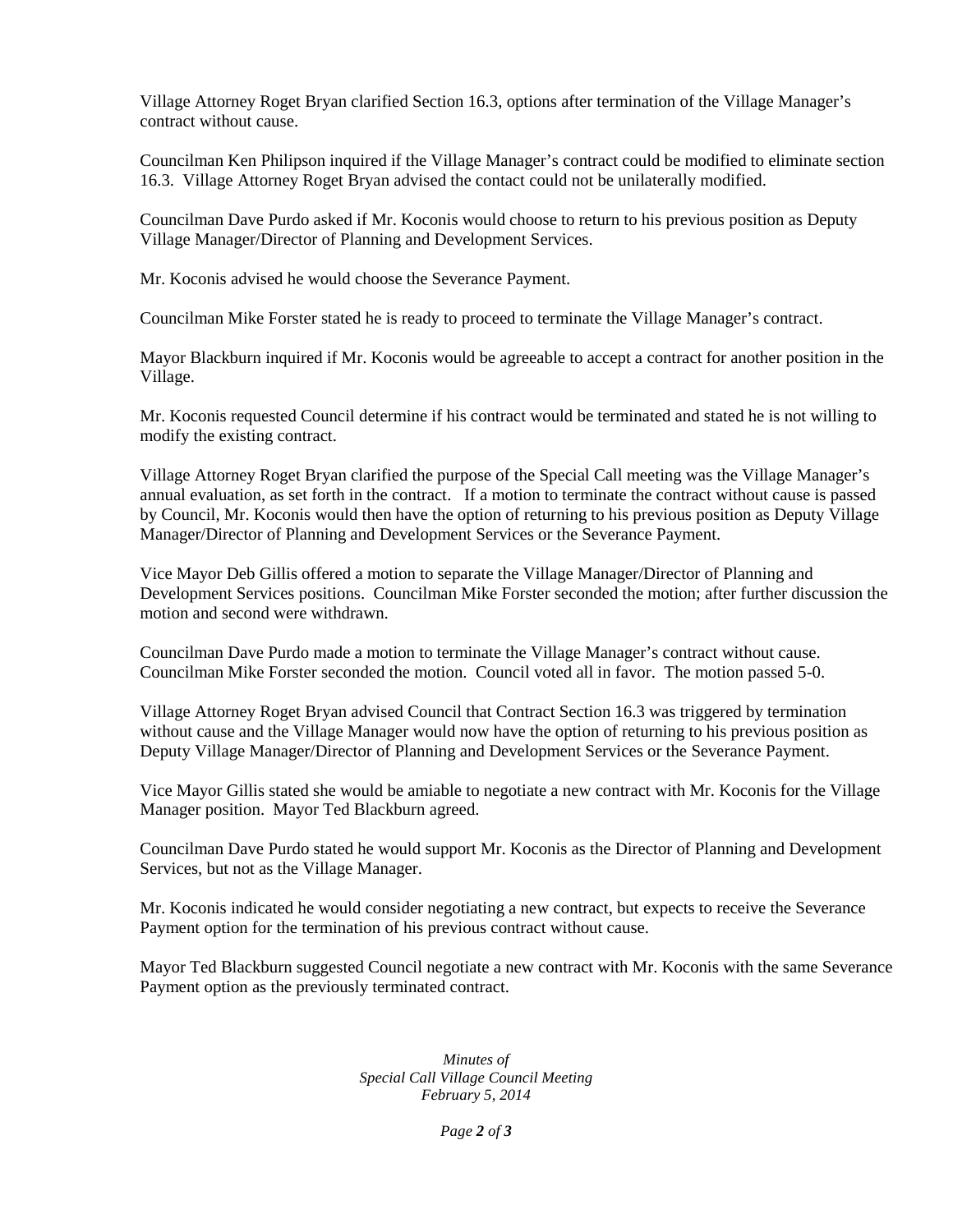Village Attorney Roget Bryan clarified Section 16.3, options after termination of the Village Manager's contract without cause.

Councilman Ken Philipson inquired if the Village Manager's contract could be modified to eliminate section 16.3. Village Attorney Roget Bryan advised the contact could not be unilaterally modified.

Councilman Dave Purdo asked if Mr. Koconis would choose to return to his previous position as Deputy Village Manager/Director of Planning and Development Services.

Mr. Koconis advised he would choose the Severance Payment.

Councilman Mike Forster stated he is ready to proceed to terminate the Village Manager's contract.

Mayor Blackburn inquired if Mr. Koconis would be agreeable to accept a contract for another position in the Village.

Mr. Koconis requested Council determine if his contract would be terminated and stated he is not willing to modify the existing contract.

Village Attorney Roget Bryan clarified the purpose of the Special Call meeting was the Village Manager's annual evaluation, as set forth in the contract. If a motion to terminate the contract without cause is passed by Council, Mr. Koconis would then have the option of returning to his previous position as Deputy Village Manager/Director of Planning and Development Services or the Severance Payment.

Vice Mayor Deb Gillis offered a motion to separate the Village Manager/Director of Planning and Development Services positions. Councilman Mike Forster seconded the motion; after further discussion the motion and second were withdrawn.

Councilman Dave Purdo made a motion to terminate the Village Manager's contract without cause. Councilman Mike Forster seconded the motion. Council voted all in favor. The motion passed 5-0.

Village Attorney Roget Bryan advised Council that Contract Section 16.3 was triggered by termination without cause and the Village Manager would now have the option of returning to his previous position as Deputy Village Manager/Director of Planning and Development Services or the Severance Payment.

Vice Mayor Gillis stated she would be amiable to negotiate a new contract with Mr. Koconis for the Village Manager position. Mayor Ted Blackburn agreed.

Councilman Dave Purdo stated he would support Mr. Koconis as the Director of Planning and Development Services, but not as the Village Manager.

Mr. Koconis indicated he would consider negotiating a new contract, but expects to receive the Severance Payment option for the termination of his previous contract without cause.

Mayor Ted Blackburn suggested Council negotiate a new contract with Mr. Koconis with the same Severance Payment option as the previously terminated contract.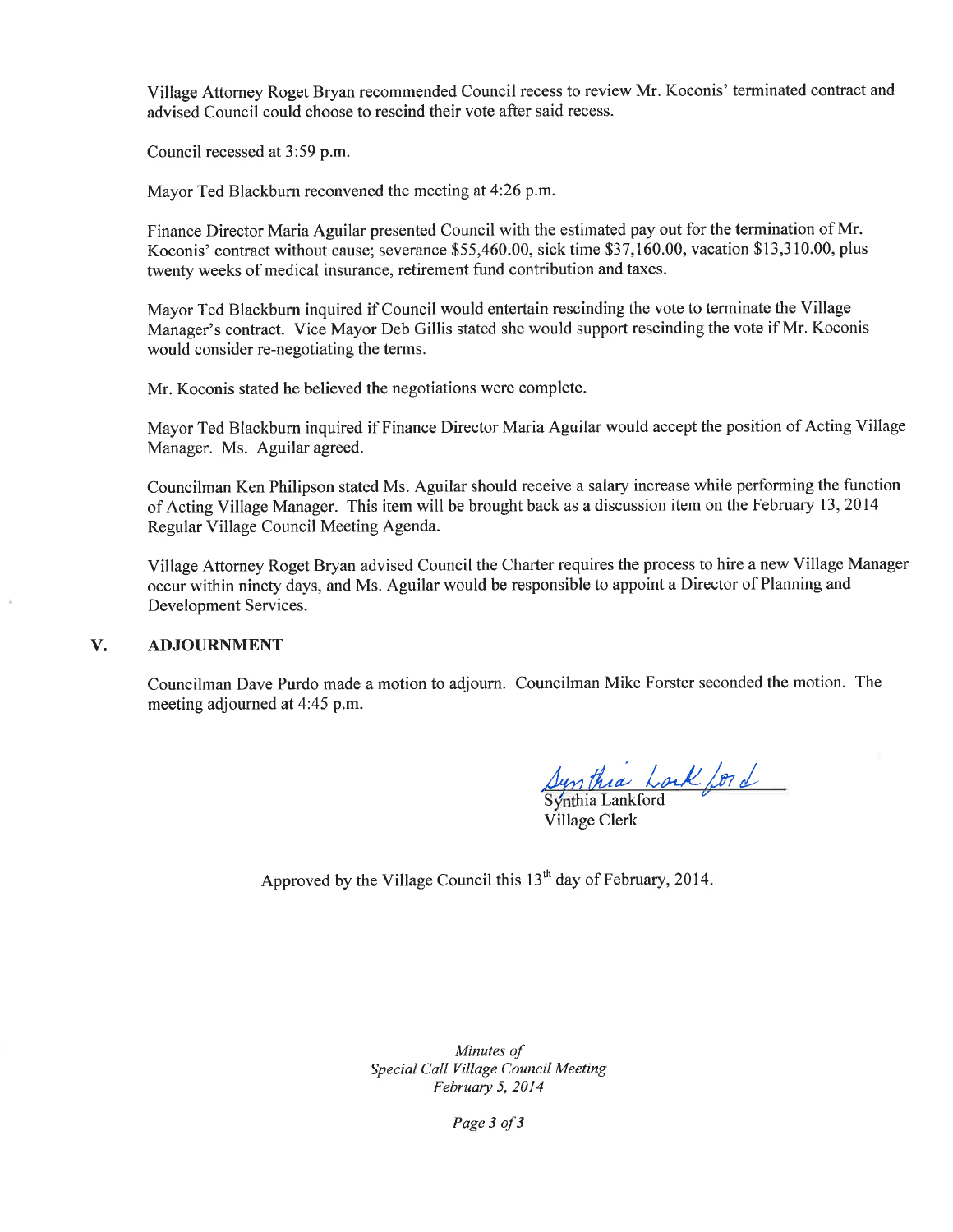Village Attorney Roget Bryan recommended Council recess to review Mr. Koconis' terminated contract and advised Council could choose to rescind their vote after said recess.

Council recessed at 3:59 p.m.

Mayor Ted Blackburn reconvened the meeting at 4:26 p.m.

Finance Director Maria Aguilar presented Council with the estimated pay out for the termination of Mr. Koconis' contract without cause; severance $55,460.00, sick time $37,160.00, vacation $13,310.00, plus twenty weeks of medical insurance, retirement fund contribution and taxes.

Mayor Ted Blackburn inquired if Council would entertain rescinding the vote to terminate the Village Manager's contract. Vice Mayor Deb Gillis stated she would support rescinding the vote if Mr. Koconis would consider re-negotiating the terms.

Mr. Koconis stated he believed the negotiations were complete.

Mayor Ted Blackburn inquired if Finance Director Maria Aguilar would accept the position of Acting Village Manager. Ms. Aguilar agreed.

Councilman Ken Philipson stated Ms. Aguilar should receive a salary increase while performing the function of Acting Village Manager. This item will be brought back as a discussion item on the February 13, 2014 Regular Village Council Meeting Agenda.

Village Attorney Roget Bryan advised Council the Charter requires the process to hire a new Village Manager occur within ninety days, and Ms. Aguilar would be responsible to appoint a Director of Planning and Development Services.

## V. ADJOURNMENT

Councilman Dave Purdo made a motion to adjourn. Councilman Mike Forster seconded the motion. The meeting adjourned at 4:45 p.m.

Synthia Lankford
Synthia Lankford
Village Clerk

Approved by the Village Council this 13th day of February, 2014.

*Minutes of*
*Special Call Village Council Meeting*
*February 5, 2014*